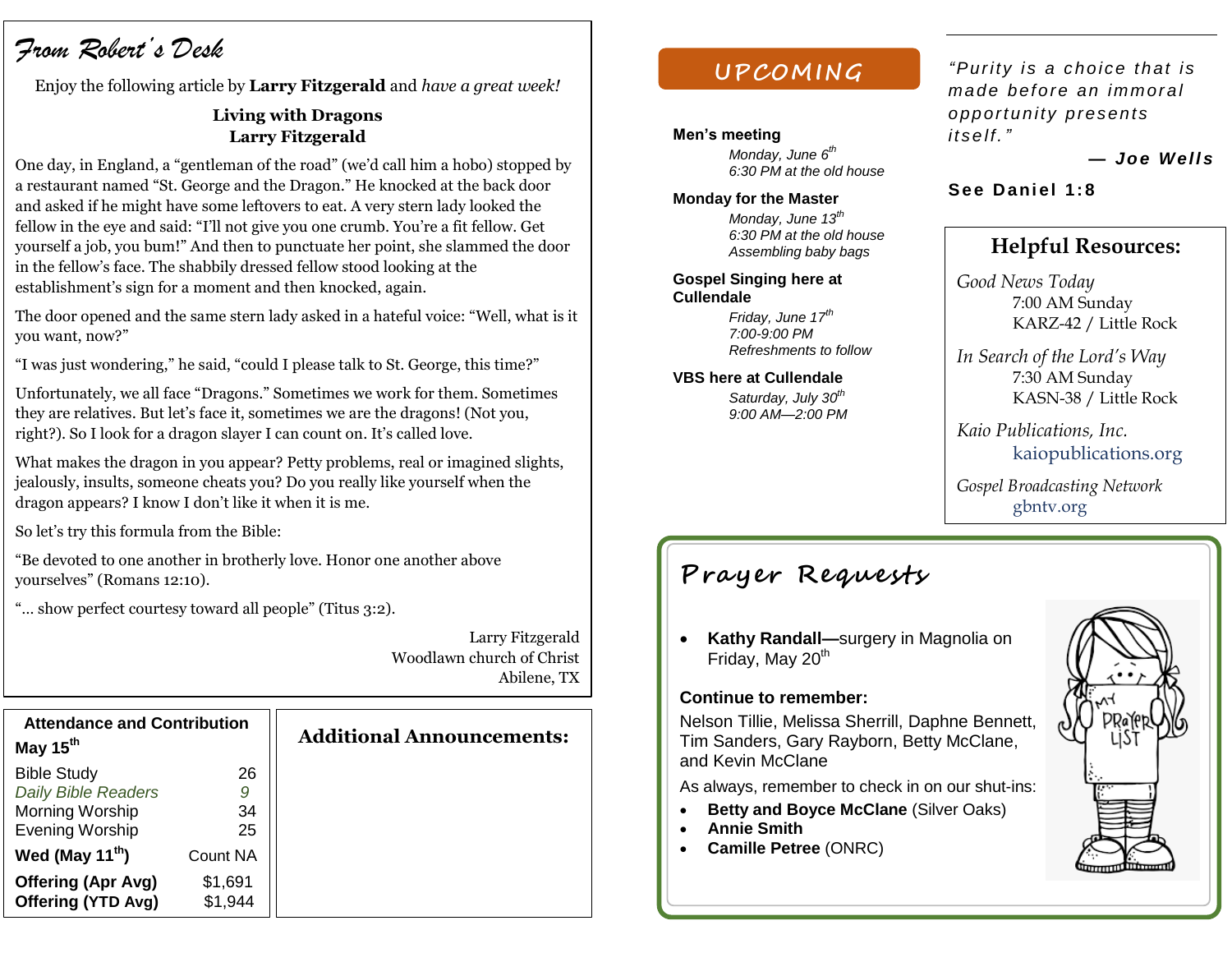## From Robert's Desk

Enjoy the following article by **Larry Fitzgerald** and *have a great week!*

### Living with Dragons
### Larry Fitzgerald

One day, in England, a "gentleman of the road" (we'd call him a hobo) stopped by a restaurant named "St. George and the Dragon." He knocked at the back door and asked if he might have some leftovers to eat. A very stern lady looked the fellow in the eye and said: "I'll not give you one crumb. You're a fit fellow. Get yourself a job, you bum!" And then to punctuate her point, she slammed the door in the fellow's face. The shabbily dressed fellow stood looking at the establishment's sign for a moment and then knocked, again.

The door opened and the same stern lady asked in a hateful voice: "Well, what is it you want, now?"

"I was just wondering," he said, "could I please talk to St. George, this time?"

Unfortunately, we all face "Dragons." Sometimes we work for them. Sometimes they are relatives. But let's face it, sometimes we are the dragons! (Not you, right?). So I look for a dragon slayer I can count on. It's called love.

What makes the dragon in you appear? Petty problems, real or imagined slights, jealously, insults, someone cheats you? Do you really like yourself when the dragon appears? I know I don't like it when it is me.

So let's try this formula from the Bible:

"Be devoted to one another in brotherly love. Honor one another above yourselves" (Romans 12:10).

"... show perfect courtesy toward all people" (Titus 3:2).

Larry Fitzgerald
Woodlawn church of Christ
Abilene, TX

### Attendance and Contribution

**May 15th**

| | |
|---|---|
| Bible Study | 26 |
| *Daily Bible Readers* | *9* |
| Morning Worship | 34 |
| Evening Worship | 25 |
| **Wed (May 11th)** | Count NA |
| **Offering (Apr Avg)** | $1,691 |
| **Offering (YTD Avg)** | $1,944 |

### Additional Announcements:

## UPCOMING

**Men's meeting**
*Monday, June 6th*
*6:30 PM at the old house*

**Monday for the Master**
*Monday, June 13th*
*6:30 PM at the old house*
*Assembling baby bags*

**Gospel Singing here at Cullendale**
*Friday, June 17th*
*7:00-9:00 PM*
*Refreshments to follow*

**VBS here at Cullendale**
*Saturday, July 30th*
*9:00 AM—2:00 PM*

*"Purity is a choice that is made before an immoral opportunity presents itself."*

***— Joe Wells***

**See Daniel 1:8**

### Helpful Resources:

*Good News Today*
7:00 AM Sunday
KARZ-42 / Little Rock

*In Search of the Lord's Way*
7:30 AM Sunday
KASN-38 / Little Rock

*Kaio Publications, Inc.*
kaiopublications.org

*Gospel Broadcasting Network*
gbntv.org

## Prayer Requests

- **Kathy Randall—**surgery in Magnolia on Friday, May 20th

**Continue to remember:**

Nelson Tillie, Melissa Sherrill, Daphne Bennett, Tim Sanders, Gary Rayborn, Betty McClane, and Kevin McClane

As always, remember to check in on our shut-ins:

- **Betty and Boyce McClane** (Silver Oaks)
- **Annie Smith**
- **Camille Petree** (ONRC)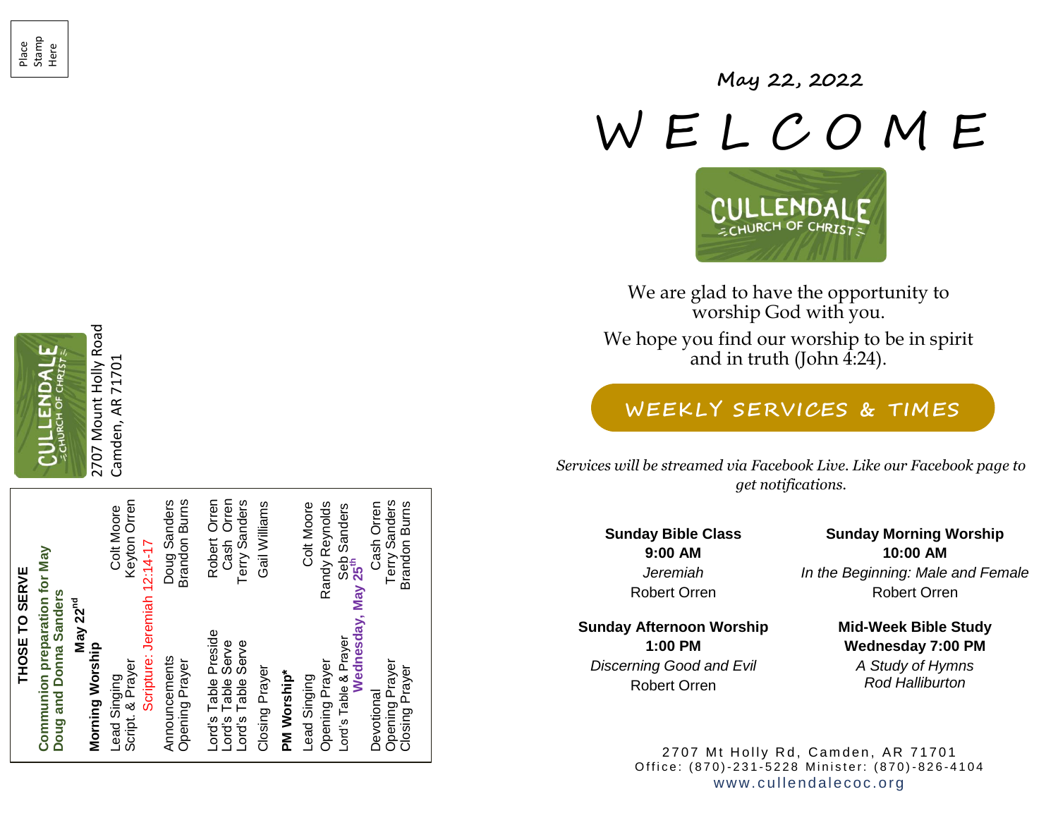Place Stamp Here

CULLENDALE CHURCH OF CHRIST

2707 Mount Holly Road
Camden, AR 71701

## THOSE TO SERVE

**Communion preparation for May**
**Doug and Donna Sanders**

**May 22nd**

**Morning Worship**

| | |
|---|---|
| Lead Singing | Colt Moore |
| Script. & Prayer | Keyton Orren |

Scripture: Jeremiah 12:14-17

| | |
|---|---|
| Announcements | Doug Sanders |
| Opening Prayer | Brandon Burns |
| Lord's Table Preside | Robert Orren |
| Lord's Table Serve | Cash Orren |
| Lord's Table Serve | Terry Sanders |
| Closing Prayer | Gail Williams |

**PM Worship***

| | |
|---|---|
| Lead Singing | Colt Moore |
| Opening Prayer | Randy Reynolds |
| Lord's Table & Prayer | Seb Sanders |

**Wednesday, May 25th**

| | |
|---|---|
| Devotional | Cash Orren |
| Opening Prayer | Terry Sanders |
| Closing Prayer | Brandon Burns |

May 22, 2022

# WELCOME

CULLENDALE CHURCH OF CHRIST

We are glad to have the opportunity to worship God with you.

We hope you find our worship to be in spirit and in truth (John 4:24).

## WEEKLY SERVICES & TIMES

*Services will be streamed via Facebook Live. Like our Facebook page to get notifications.*

**Sunday Bible Class**
**9:00 AM**
*Jeremiah*
Robert Orren

**Sunday Morning Worship**
**10:00 AM**
*In the Beginning: Male and Female*
Robert Orren

**Sunday Afternoon Worship**
**1:00 PM**
*Discerning Good and Evil*
Robert Orren

**Mid-Week Bible Study**
**Wednesday 7:00 PM**
*A Study of Hymns*
*Rod Halliburton*

2707 Mt Holly Rd, Camden, AR 71701
Office: (870)-231-5228 Minister: (870)-826-4104
www.cullendalecoc.org